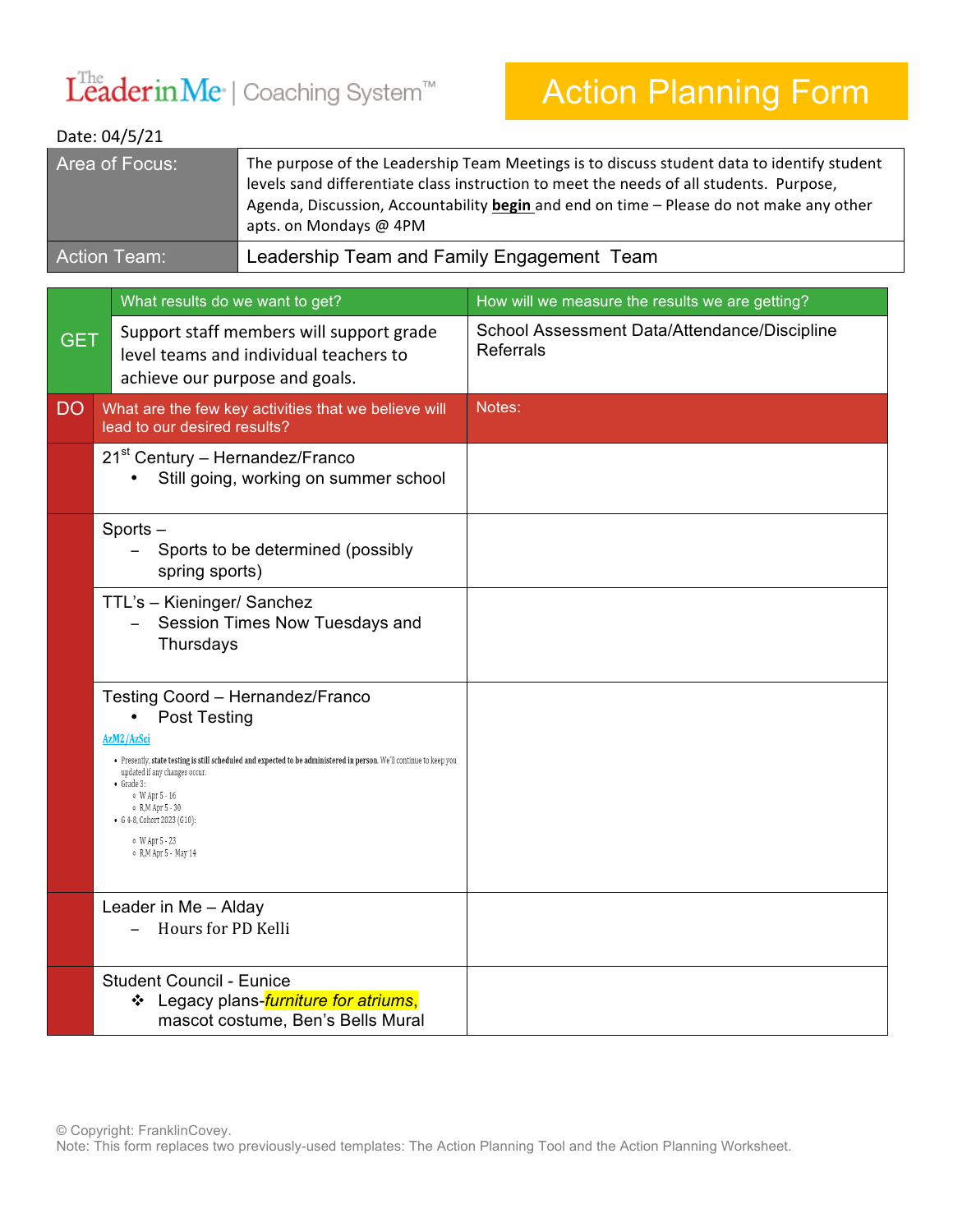The Leader in Me | Coaching System™

# Action Planning Form

Date: 04/5/21

| Area of Focus: | The purpose of the Leadership Team Meetings is to discuss student data to identify student levels sand differentiate class instruction to meet the needs of all students. Purpose, Agenda, Discussion, Accountability **begin** and end on time – Please do not make any other apts. on Mondays @ 4PM |
|---|---|
| Action Team: | Leadership Team and Family Engagement Team |

| | | |
|---|---|---|
| GET | What results do we want to get? | How will we measure the results we are getting? |
| | Support staff members will support grade level teams and individual teachers to achieve our purpose and goals. | School Assessment Data/Attendance/Discipline Referrals |
| DO | What are the few key activities that we believe will lead to our desired results? | Notes: |
| | 21st Century – Hernandez/Franco<br>• Still going, working on summer school | |
| | Sports –<br>– Sports to be determined (possibly spring sports) | |
| | TTL's – Kieninger/ Sanchez<br>– Session Times Now Tuesdays and Thursdays | |
| | Testing Coord – Hernandez/Franco<br>• Post Testing<br>AzM2/AzSci<br>• Presently, state testing is still scheduled and expected to be administered in person. We'll continue to keep you updated if any changes occur.<br>• Grade 3:<br>  ◦ W Apr 5 - 16<br>  ◦ R,M Apr 5 - 30<br>• G 4-8, Cohort 2023 (G10):<br>  ◦ W Apr 5 - 23<br>  ◦ R,M Apr 5 - May 14 | |
| | Leader in Me – Alday<br>– Hours for PD Kelli | |
| | Student Council - Eunice<br>❖ Legacy plans-*furniture for atriums*, mascot costume, Ben's Bells Mural | |

© Copyright: FranklinCovey.
Note: This form replaces two previously-used templates: The Action Planning Tool and the Action Planning Worksheet.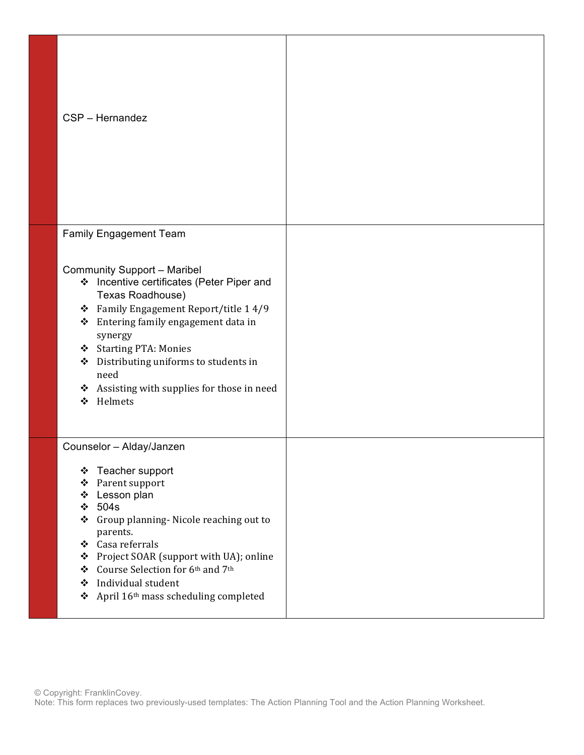| | | |
|---|---|---|
| | CSP – Hernandez | |
| | Family Engagement Team<br><br>Community Support – Maribel<br>❖ Incentive certificates (Peter Piper and Texas Roadhouse)<br>❖ Family Engagement Report/title 1 4/9<br>❖ Entering family engagement data in synergy<br>❖ Starting PTA: Monies<br>❖ Distributing uniforms to students in need<br>❖ Assisting with supplies for those in need<br>❖ Helmets | |
| | Counselor – Alday/Janzen<br><br>❖ Teacher support<br>❖ Parent support<br>❖ Lesson plan<br>❖ 504s<br>❖ Group planning- Nicole reaching out to parents.<br>❖ Casa referrals<br>❖ Project SOAR (support with UA); online<br>❖ Course Selection for 6th and 7th<br>❖ Individual student<br>❖ April 16th mass scheduling completed | |

© Copyright: FranklinCovey.
Note: This form replaces two previously-used templates: The Action Planning Tool and the Action Planning Worksheet.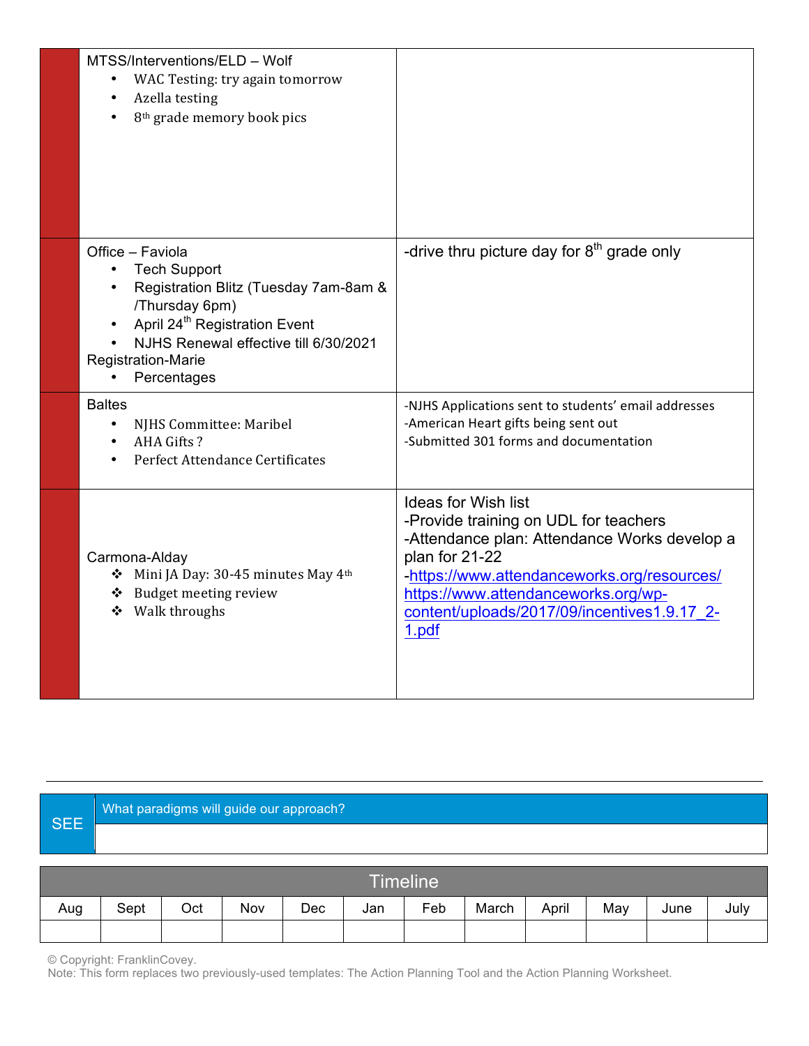| MTSS/Interventions/ELD – Wolf<br>• WAC Testing: try again tomorrow<br>• Azella testing<br>• 8th grade memory book pics | |
|---|---|
| Office – Faviola<br>• Tech Support<br>• Registration Blitz (Tuesday 7am-8am & /Thursday 6pm)<br>• April 24th Registration Event<br>• NJHS Renewal effective till 6/30/2021<br>Registration-Marie<br>• Percentages | -drive thru picture day for 8th grade only |
| Baltes<br>• NJHS Committee: Maribel<br>• AHA Gifts ?<br>• Perfect Attendance Certificates | -NJHS Applications sent to students' email addresses<br>-American Heart gifts being sent out<br>-Submitted 301 forms and documentation |
| Carmona-Alday<br>❖ Mini JA Day: 30-45 minutes May 4th<br>❖ Budget meeting review<br>❖ Walk throughs | Ideas for Wish list<br>-Provide training on UDL for teachers<br>-Attendance plan: Attendance Works develop a plan for 21-22<br>-https://www.attendanceworks.org/resources/<br>https://www.attendanceworks.org/wp-content/uploads/2017/09/incentives1.9.17_2-1.pdf |

| SEE | What paradigms will guide our approach? |
|---|---|
| | |

| Timeline | | | | | | | | | | | |
|---|---|---|---|---|---|---|---|---|---|---|---|
| Aug | Sept | Oct | Nov | Dec | Jan | Feb | March | April | May | June | July |
| | | | | | | | | | | | |

© Copyright: FranklinCovey.
Note: This form replaces two previously-used templates: The Action Planning Tool and the Action Planning Worksheet.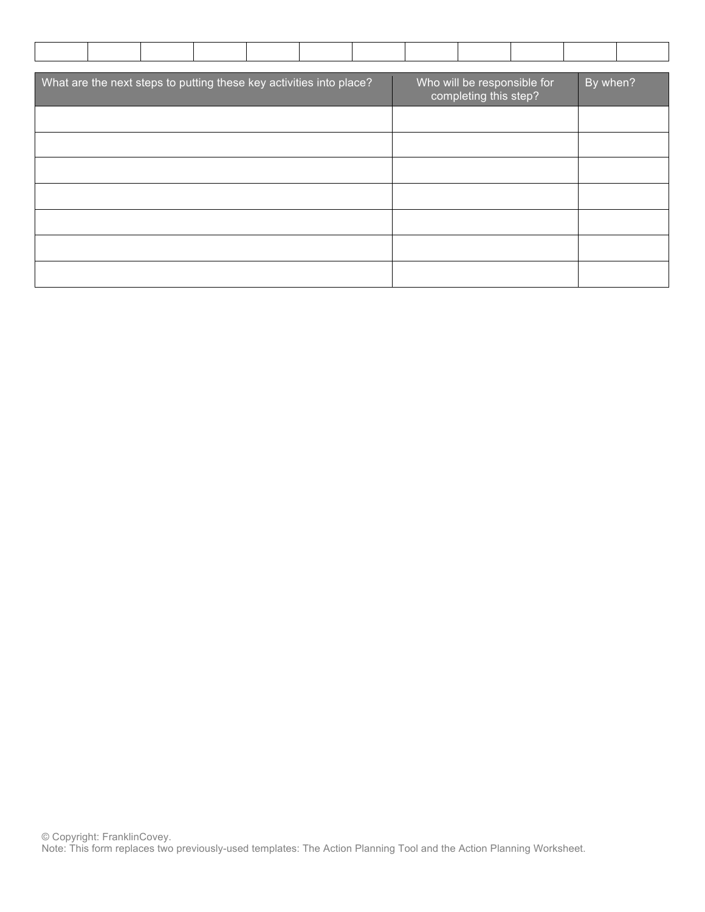| | | | | | | | | | | | |
|---|---|---|---|---|---|---|---|---|---|---|---|
| | | | | | | | | | | | |

| What are the next steps to putting these key activities into place? | Who will be responsible for completing this step? | By when? |
|---|---|---|
| | | |
| | | |
| | | |
| | | |
| | | |
| | | |
| | | |

© Copyright: FranklinCovey.
Note: This form replaces two previously-used templates: The Action Planning Tool and the Action Planning Worksheet.